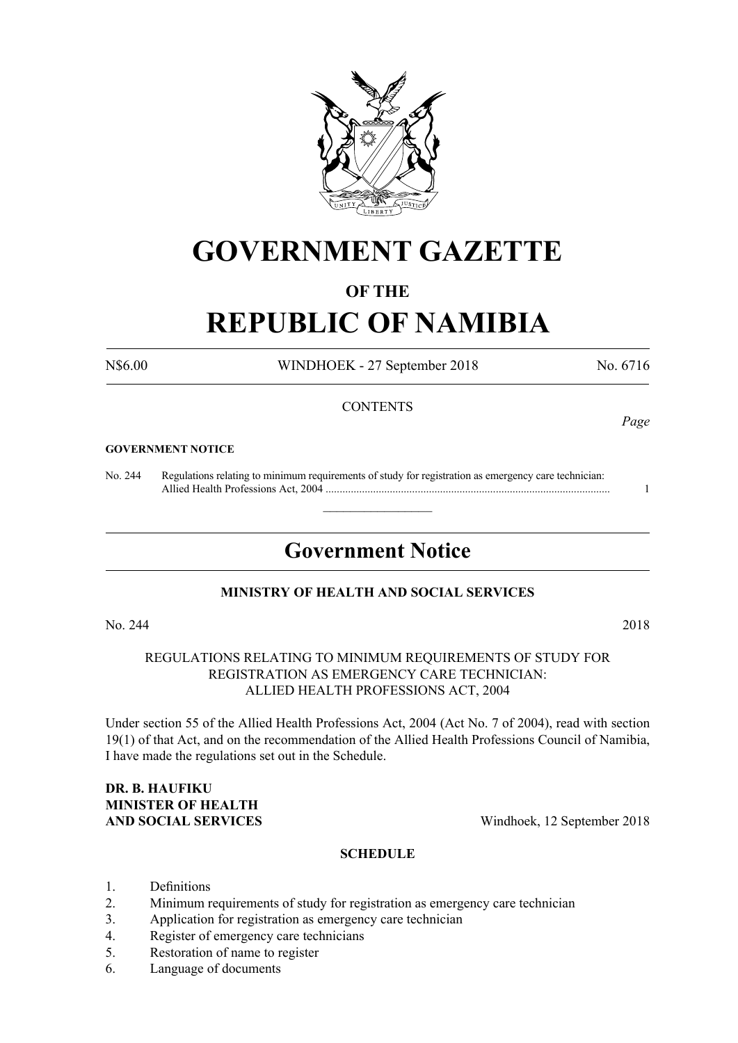# GOVERNMENT GAZETTE

## OF THE

# REPUBLIC OF NAMIBIA

N$6.00 WINDHOEK - 27 September 2018 No. 6716

CONTENTS

*Page*

**GOVERNMENT NOTICE**

No. 244 Regulations relating to minimum requirements of study for registration as emergency care technician: Allied Health Professions Act, 2004 ...................................................................................................... 1

## Government Notice

**MINISTRY OF HEALTH AND SOCIAL SERVICES**

No. 244 2018

REGULATIONS RELATING TO MINIMUM REQUIREMENTS OF STUDY FOR REGISTRATION AS EMERGENCY CARE TECHNICIAN: ALLIED HEALTH PROFESSIONS ACT, 2004

Under section 55 of the Allied Health Professions Act, 2004 (Act No. 7 of 2004), read with section 19(1) of that Act, and on the recommendation of the Allied Health Professions Council of Namibia, I have made the regulations set out in the Schedule.

**DR. B. HAUFIKU**
**MINISTER OF HEALTH**
**AND SOCIAL SERVICES** Windhoek, 12 September 2018

**SCHEDULE**

1. Definitions
2. Minimum requirements of study for registration as emergency care technician
3. Application for registration as emergency care technician
4. Register of emergency care technicians
5. Restoration of name to register
6. Language of documents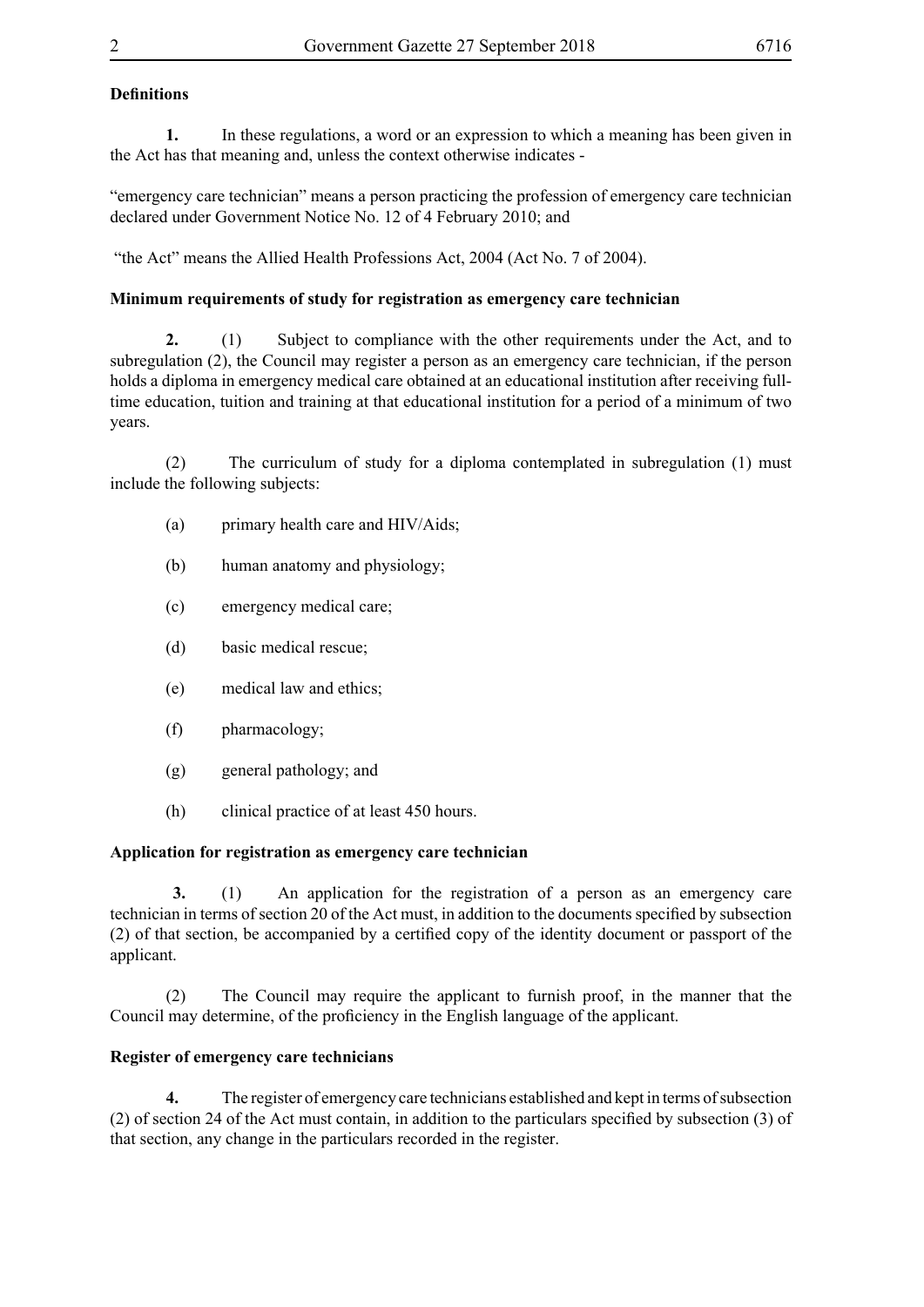**Definitions**

**1.** In these regulations, a word or an expression to which a meaning has been given in the Act has that meaning and, unless the context otherwise indicates -

"emergency care technician" means a person practicing the profession of emergency care technician declared under Government Notice No. 12 of 4 February 2010; and

"the Act" means the Allied Health Professions Act, 2004 (Act No. 7 of 2004).

**Minimum requirements of study for registration as emergency care technician**

**2.** (1) Subject to compliance with the other requirements under the Act, and to subregulation (2), the Council may register a person as an emergency care technician, if the person holds a diploma in emergency medical care obtained at an educational institution after receiving full-time education, tuition and training at that educational institution for a period of a minimum of two years.

(2) The curriculum of study for a diploma contemplated in subregulation (1) must include the following subjects:

(a) primary health care and HIV/Aids;

(b) human anatomy and physiology;

(c) emergency medical care;

(d) basic medical rescue;

(e) medical law and ethics;

(f) pharmacology;

(g) general pathology; and

(h) clinical practice of at least 450 hours.

**Application for registration as emergency care technician**

**3.** (1) An application for the registration of a person as an emergency care technician in terms of section 20 of the Act must, in addition to the documents specified by subsection (2) of that section, be accompanied by a certified copy of the identity document or passport of the applicant.

(2) The Council may require the applicant to furnish proof, in the manner that the Council may determine, of the proficiency in the English language of the applicant.

**Register of emergency care technicians**

**4.** The register of emergency care technicians established and kept in terms of subsection (2) of section 24 of the Act must contain, in addition to the particulars specified by subsection (3) of that section, any change in the particulars recorded in the register.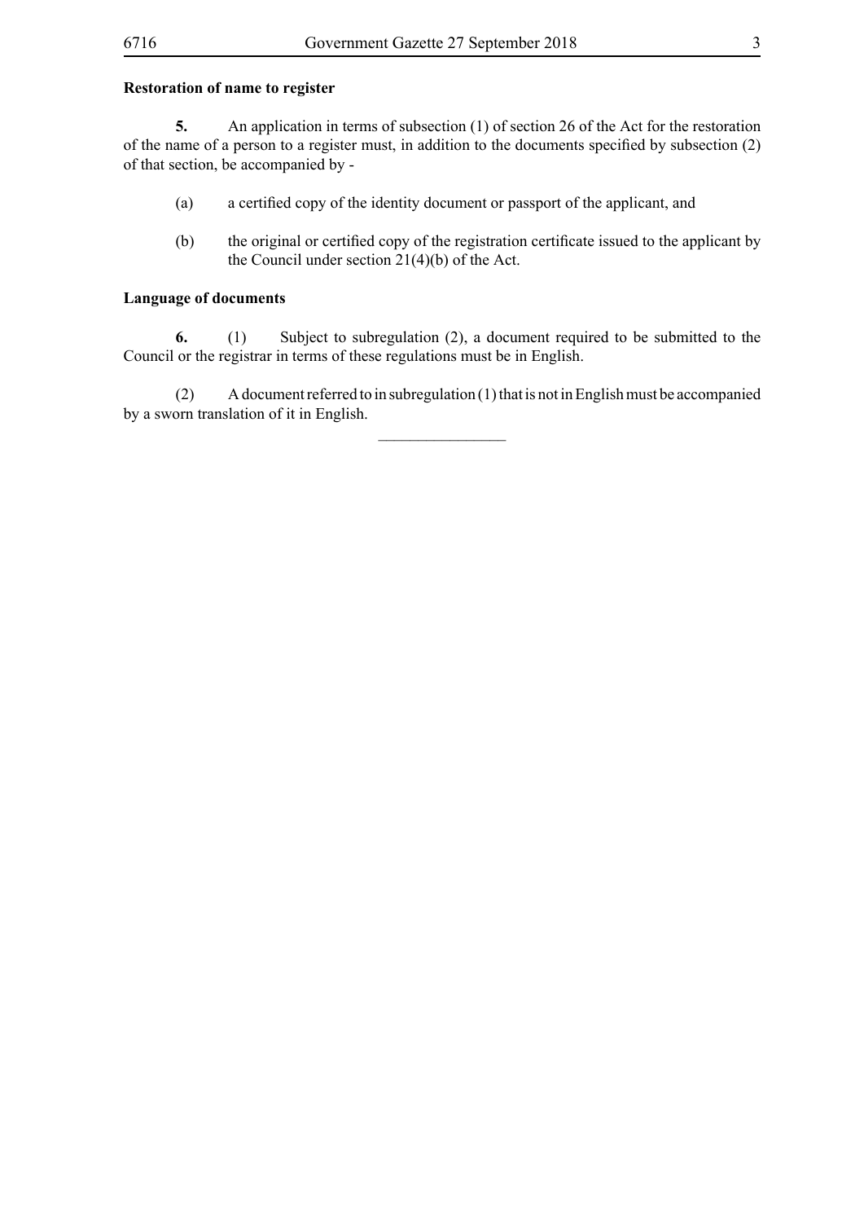**Restoration of name to register**

**5.** An application in terms of subsection (1) of section 26 of the Act for the restoration of the name of a person to a register must, in addition to the documents specified by subsection (2) of that section, be accompanied by -

(a) a certified copy of the identity document or passport of the applicant, and

(b) the original or certified copy of the registration certificate issued to the applicant by the Council under section 21(4)(b) of the Act.

**Language of documents**

**6.** (1) Subject to subregulation (2), a document required to be submitted to the Council or the registrar in terms of these regulations must be in English.

(2) A document referred to in subregulation (1) that is not in English must be accompanied by a sworn translation of it in English.

________________